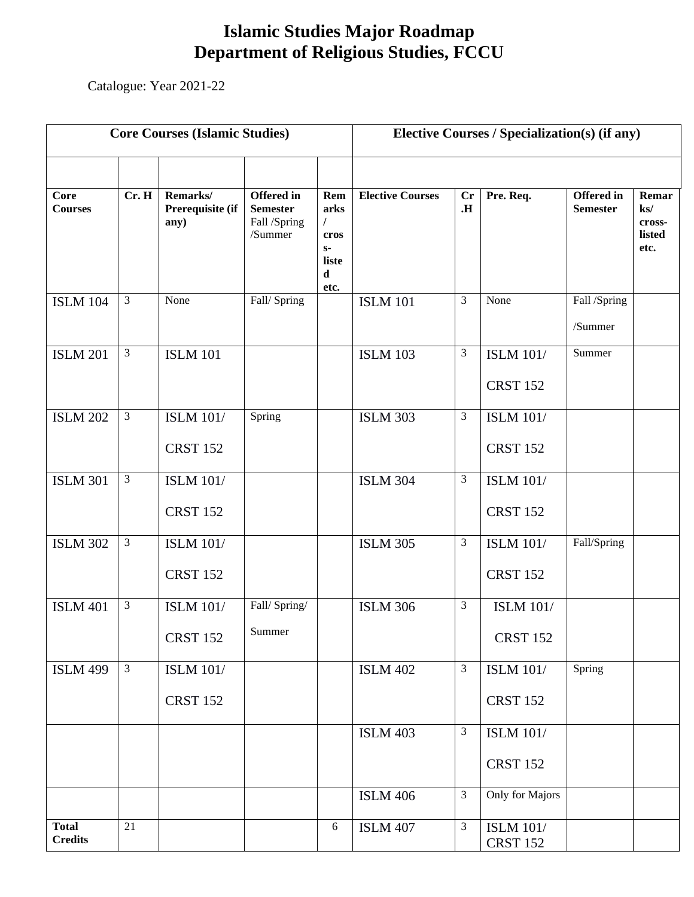# Islamic Studies Major Roadmap
# Department of Religious Studies, FCCU

Catalogue: Year 2021-22

| Core Courses (Islamic Studies) | | | | | Elective Courses / Specialization(s) (if any) | | | | |
|---|---|---|---|---|---|---|---|---|---|
| | | | | | | | | | |
| **Core Courses** | **Cr. H** | **Remarks/ Prerequisite (if any)** | **Offered in Semester** Fall /Spring /Summer | **Remarks / cross-listed etc.** | **Elective Courses** | **Cr .H** | **Pre. Req.** | **Offered in Semester** | **Remarks/ cross-listed etc.** |
| ISLM 104 | 3 | None | Fall/ Spring | | ISLM 101 | 3 | None | Fall /Spring /Summer | |
| ISLM 201 | 3 | ISLM 101 | | | ISLM 103 | 3 | ISLM 101/ CRST 152 | Summer | |
| ISLM 202 | 3 | ISLM 101/ CRST 152 | Spring | | ISLM 303 | 3 | ISLM 101/ CRST 152 | | |
| ISLM 301 | 3 | ISLM 101/ CRST 152 | | | ISLM 304 | 3 | ISLM 101/ CRST 152 | | |
| ISLM 302 | 3 | ISLM 101/ CRST 152 | | | ISLM 305 | 3 | ISLM 101/ CRST 152 | Fall/Spring | |
| ISLM 401 | 3 | ISLM 101/ CRST 152 | Fall/ Spring/ Summer | | ISLM 306 | 3 | ISLM 101/ CRST 152 | | |
| ISLM 499 | 3 | ISLM 101/ CRST 152 | | | ISLM 402 | 3 | ISLM 101/ CRST 152 | Spring | |
| | | | | | ISLM 403 | 3 | ISLM 101/ CRST 152 | | |
| | | | | | ISLM 406 | 3 | Only for Majors | | |
| **Total Credits** | 21 | | | 6 | ISLM 407 | 3 | ISLM 101/ CRST 152 | | |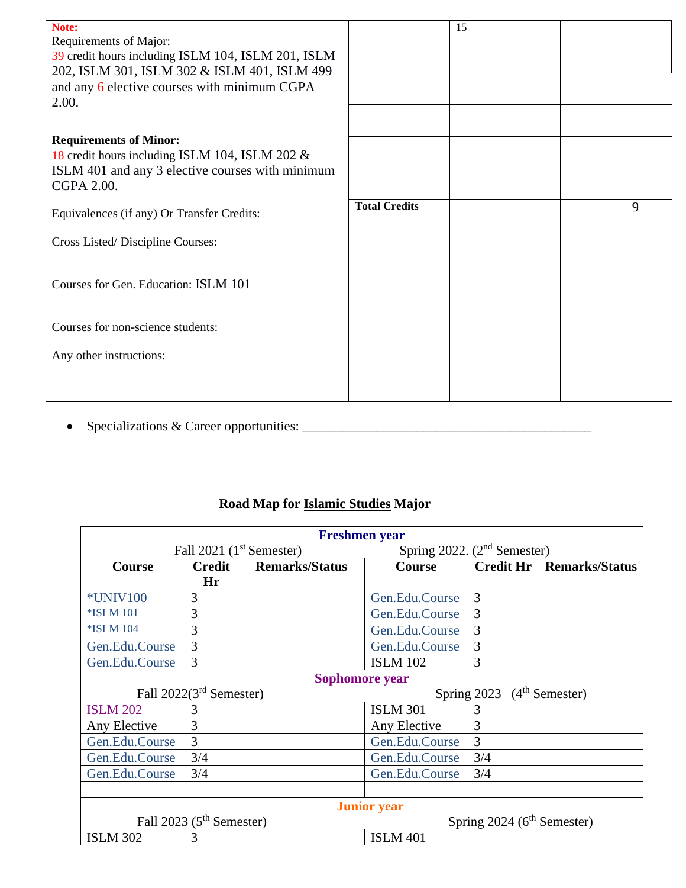| Note: Requirements of Major: 39 credit hours including ISLM 104, ISLM 201, ISLM 202, ISLM 301, ISLM 302 & ISLM 401, ISLM 499 and any 6 elective courses with minimum CGPA 2.00. **Requirements of Minor:** 18 credit hours including ISLM 104, ISLM 202 & ISLM 401 and any 3 elective courses with minimum CGPA 2.00. Equivalences (if any) Or Transfer Credits: Cross Listed/ Discipline Courses: Courses for Gen. Education: ISLM 101 Courses for non-science students: Any other instructions: | | 15 | | | |
|---|---|---|---|---|---|
| | | | | | |
| | | | | | |
| | | | | | |
| | | | | | |
| | | | | | |
| | **Total Credits** | | | | 9 |

- Specializations & Career opportunities: \_\_\_\_\_\_\_\_\_\_\_\_\_\_\_\_\_\_\_\_\_\_\_\_\_\_\_\_\_\_\_\_\_\_\_\_\_\_\_\_\_\_

**Road Map for Islamic Studies Major**

| **Freshmen year** | | | | | |
|---|---|---|---|---|---|
| Fall 2021 (1st Semester) | | | Spring 2022. (2nd Semester) | | |
| **Course** | **Credit Hr** | **Remarks/Status** | **Course** | **Credit Hr** | **Remarks/Status** |
| *UNIV100 | 3 | | Gen.Edu.Course | 3 | |
| *ISLM 101 | 3 | | Gen.Edu.Course | 3 | |
| *ISLM 104 | 3 | | Gen.Edu.Course | 3 | |
| Gen.Edu.Course | 3 | | Gen.Edu.Course | 3 | |
| Gen.Edu.Course | 3 | | ISLM 102 | 3 | |
| **Sophomore year** | | | | | |
| Fall 2022(3rd Semester) | | | Spring 2023 (4th Semester) | | |
| ISLM 202 | 3 | | ISLM 301 | 3 | |
| Any Elective | 3 | | Any Elective | 3 | |
| Gen.Edu.Course | 3 | | Gen.Edu.Course | 3 | |
| Gen.Edu.Course | 3/4 | | Gen.Edu.Course | 3/4 | |
| Gen.Edu.Course | 3/4 | | Gen.Edu.Course | 3/4 | |
| | | | | | |
| **Junior year** | | | | | |
| Fall 2023 (5th Semester) | | | Spring 2024 (6th Semester) | | |
| ISLM 302 | 3 | | ISLM 401 | | |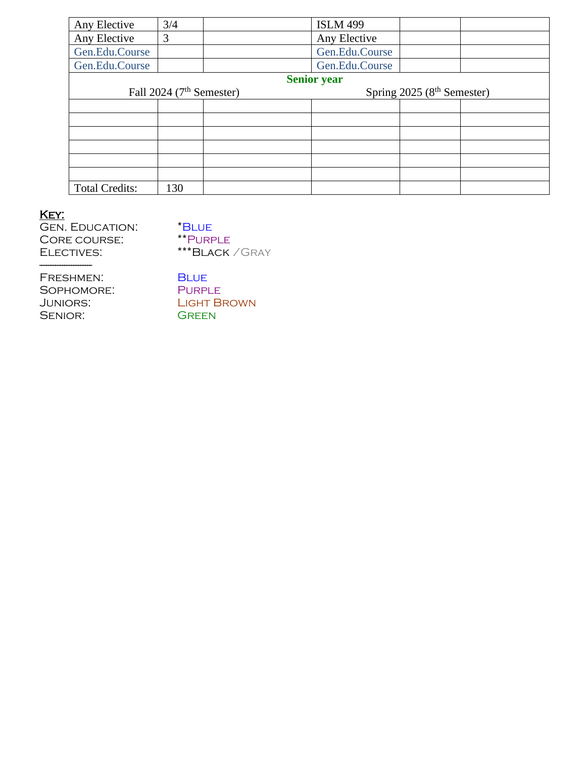| Any Elective | 3/4 | | ISLM 499 | | |
|---|---|---|---|---|---|
| Any Elective | 3 | | Any Elective | | |
| Gen.Edu.Course | | | Gen.Edu.Course | | |
| Gen.Edu.Course | | | Gen.Edu.Course | | |
| **Senior year** | | | | | |
| Fall 2024 (7th Semester) | | | Spring 2025 (8th Semester) | | |
| | | | | | |
| | | | | | |
| | | | | | |
| | | | | | |
| | | | | | |
| | | | | | |
| Total Credits: | 130 | | | | |

**Key:**

GEN. EDUCATION: *BLUE

CORE COURSE: **PURPLE

ELECTIVES: ***BLACK /GRAY

---

FRESHMEN: BLUE

SOPHOMORE: PURPLE

JUNIORS: LIGHT BROWN

SENIOR: GREEN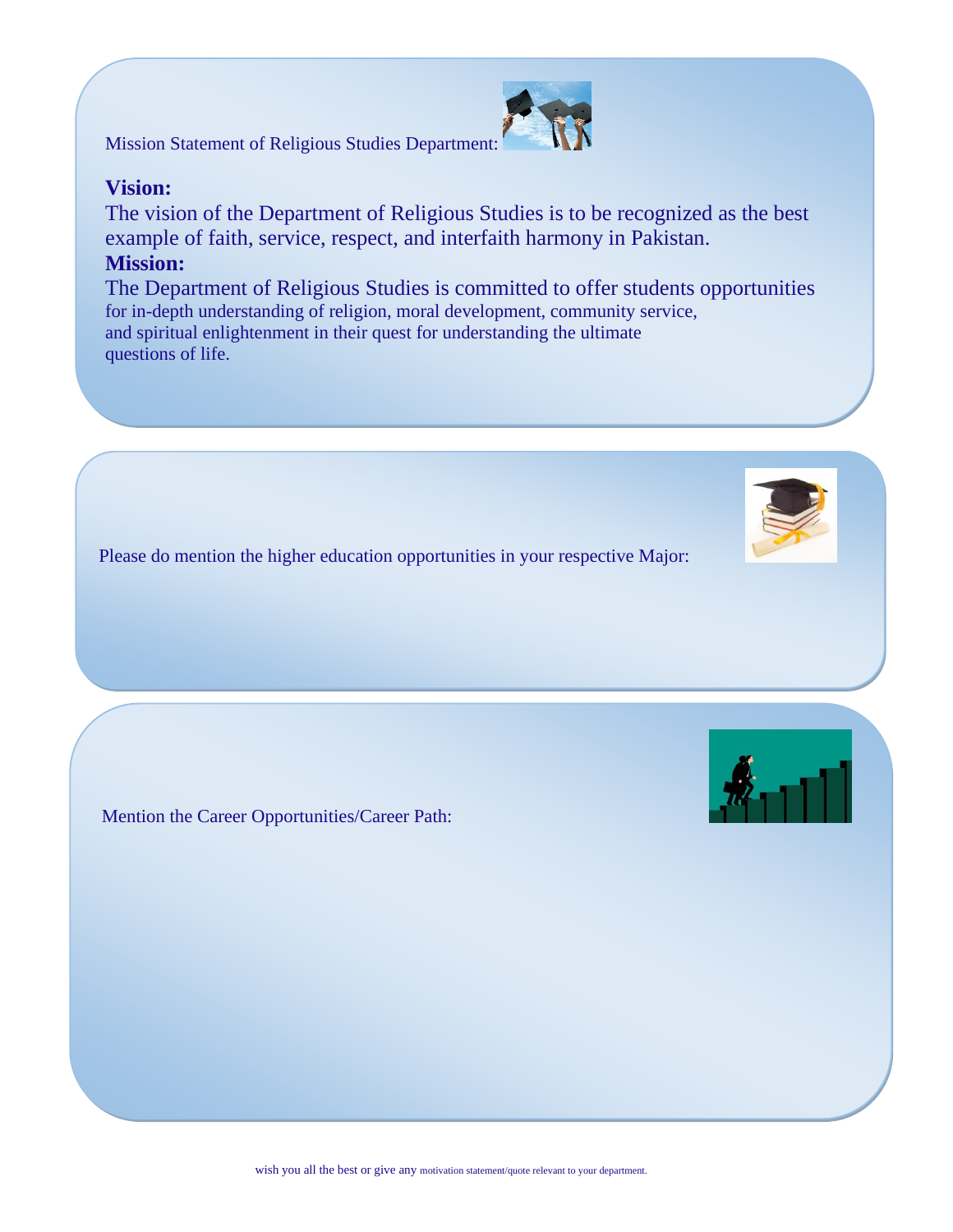Mission Statement of Religious Studies Department:

**Vision:**

The vision of the Department of Religious Studies is to be recognized as the best example of faith, service, respect, and interfaith harmony in Pakistan.

**Mission:**

The Department of Religious Studies is committed to offer students opportunities for in-depth understanding of religion, moral development, community service, and spiritual enlightenment in their quest for understanding the ultimate questions of life.

Please do mention the higher education opportunities in your respective Major:

Mention the Career Opportunities/Career Path:

wish you all the best or give any motivation statement/quote relevant to your department.